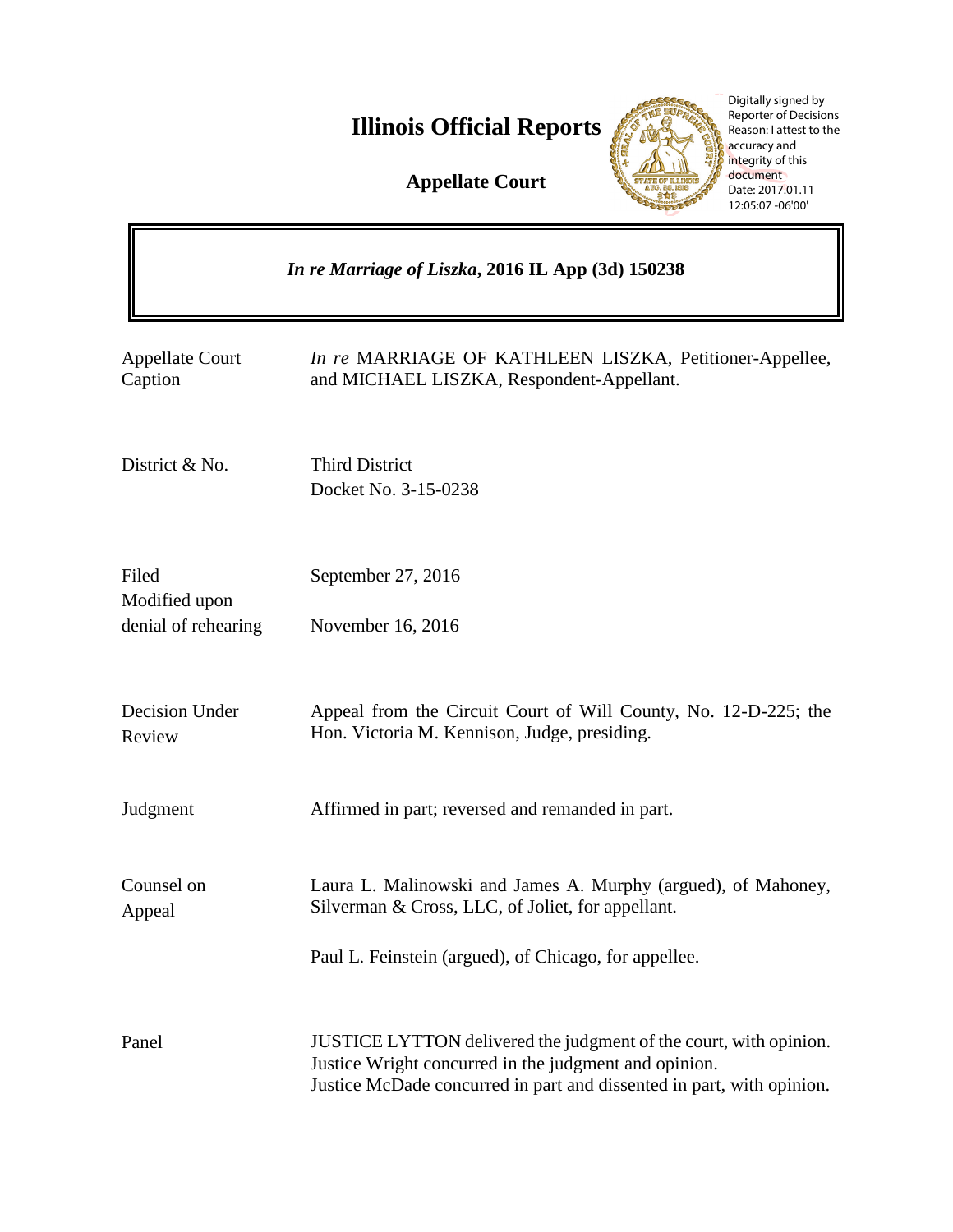# Illinois Official Reports

**Appellate Court**

Digitally signed by Reporter of Decisions
Reason: I attest to the accuracy and integrity of this document
Date: 2017.01.11 12:05:07 -06'00'

***In re Marriage of Liszka*, 2016 IL App (3d) 150238**

| | |
|---|---|
| Appellate Court Caption | *In re* MARRIAGE OF KATHLEEN LISZKA, Petitioner-Appellee, and MICHAEL LISZKA, Respondent-Appellant. |
| District & No. | Third District<br>Docket No. 3-15-0238 |
| Filed<br>Modified upon denial of rehearing | September 27, 2016<br><br>November 16, 2016 |
| Decision Under Review | Appeal from the Circuit Court of Will County, No. 12-D-225; the Hon. Victoria M. Kennison, Judge, presiding. |
| Judgment | Affirmed in part; reversed and remanded in part. |
| Counsel on Appeal | Laura L. Malinowski and James A. Murphy (argued), of Mahoney, Silverman & Cross, LLC, of Joliet, for appellant.<br><br>Paul L. Feinstein (argued), of Chicago, for appellee. |
| Panel | JUSTICE LYTTON delivered the judgment of the court, with opinion.<br>Justice Wright concurred in the judgment and opinion.<br>Justice McDade concurred in part and dissented in part, with opinion. |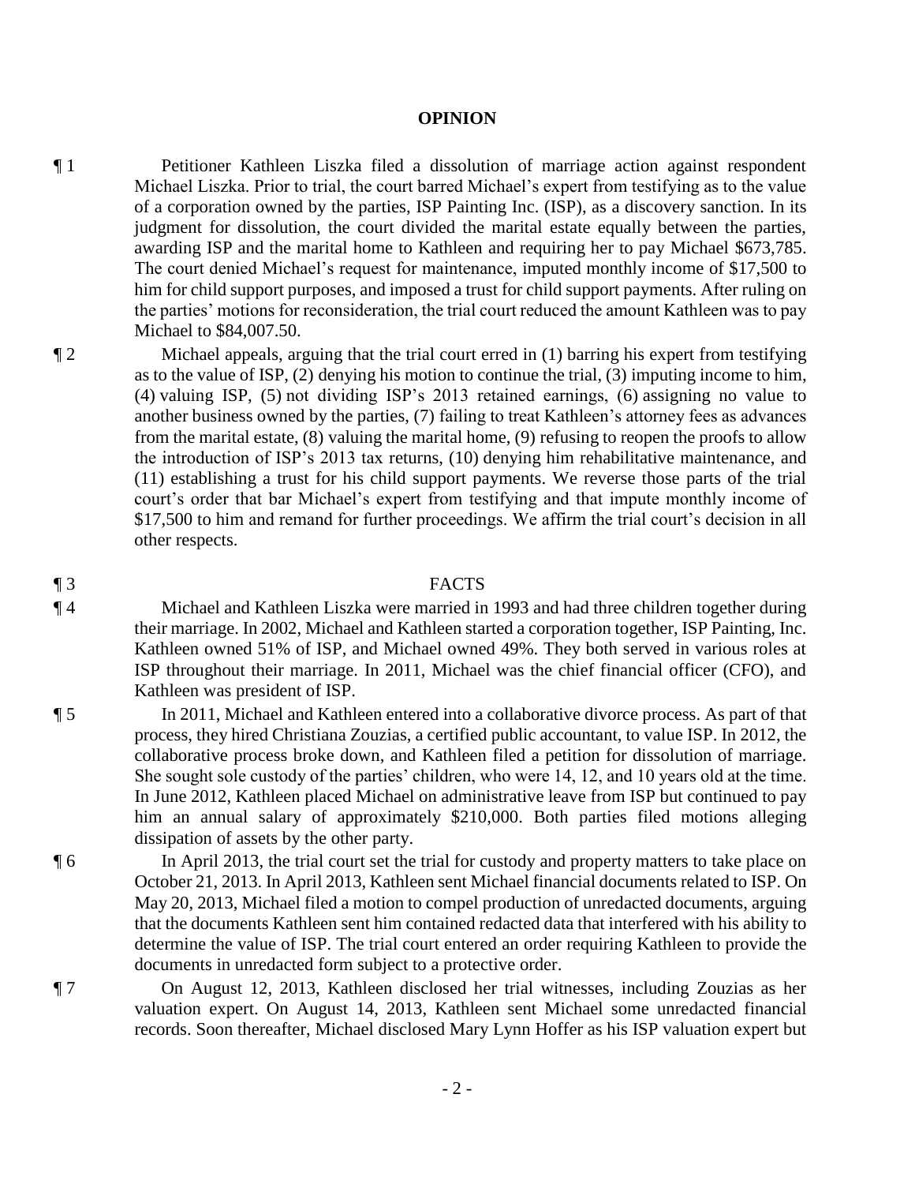## OPINION

¶ 1 Petitioner Kathleen Liszka filed a dissolution of marriage action against respondent Michael Liszka. Prior to trial, the court barred Michael's expert from testifying as to the value of a corporation owned by the parties, ISP Painting Inc. (ISP), as a discovery sanction. In its judgment for dissolution, the court divided the marital estate equally between the parties, awarding ISP and the marital home to Kathleen and requiring her to pay Michael $673,785. The court denied Michael's request for maintenance, imputed monthly income of $17,500 to him for child support purposes, and imposed a trust for child support payments. After ruling on the parties' motions for reconsideration, the trial court reduced the amount Kathleen was to pay Michael to $84,007.50.

¶ 2 Michael appeals, arguing that the trial court erred in (1) barring his expert from testifying as to the value of ISP, (2) denying his motion to continue the trial, (3) imputing income to him, (4) valuing ISP, (5) not dividing ISP's 2013 retained earnings, (6) assigning no value to another business owned by the parties, (7) failing to treat Kathleen's attorney fees as advances from the marital estate, (8) valuing the marital home, (9) refusing to reopen the proofs to allow the introduction of ISP's 2013 tax returns, (10) denying him rehabilitative maintenance, and (11) establishing a trust for his child support payments. We reverse those parts of the trial court's order that bar Michael's expert from testifying and that impute monthly income of $17,500 to him and remand for further proceedings. We affirm the trial court's decision in all other respects.

¶ 3 FACTS

¶ 4 Michael and Kathleen Liszka were married in 1993 and had three children together during their marriage. In 2002, Michael and Kathleen started a corporation together, ISP Painting, Inc. Kathleen owned 51% of ISP, and Michael owned 49%. They both served in various roles at ISP throughout their marriage. In 2011, Michael was the chief financial officer (CFO), and Kathleen was president of ISP.

¶ 5 In 2011, Michael and Kathleen entered into a collaborative divorce process. As part of that process, they hired Christiana Zouzias, a certified public accountant, to value ISP. In 2012, the collaborative process broke down, and Kathleen filed a petition for dissolution of marriage. She sought sole custody of the parties' children, who were 14, 12, and 10 years old at the time. In June 2012, Kathleen placed Michael on administrative leave from ISP but continued to pay him an annual salary of approximately $210,000. Both parties filed motions alleging dissipation of assets by the other party.

¶ 6 In April 2013, the trial court set the trial for custody and property matters to take place on October 21, 2013. In April 2013, Kathleen sent Michael financial documents related to ISP. On May 20, 2013, Michael filed a motion to compel production of unredacted documents, arguing that the documents Kathleen sent him contained redacted data that interfered with his ability to determine the value of ISP. The trial court entered an order requiring Kathleen to provide the documents in unredacted form subject to a protective order.

¶ 7 On August 12, 2013, Kathleen disclosed her trial witnesses, including Zouzias as her valuation expert. On August 14, 2013, Kathleen sent Michael some unredacted financial records. Soon thereafter, Michael disclosed Mary Lynn Hoffer as his ISP valuation expert but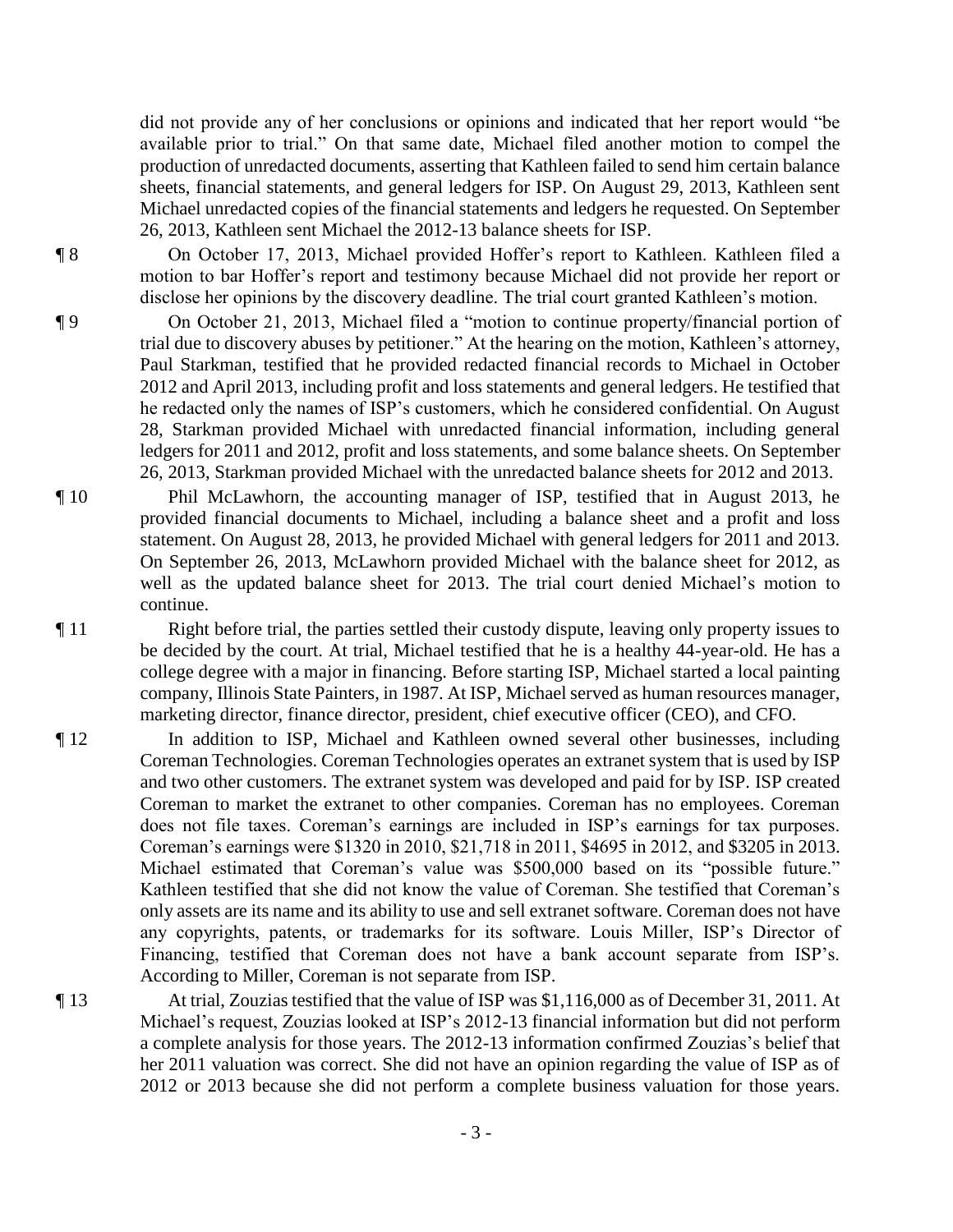did not provide any of her conclusions or opinions and indicated that her report would "be available prior to trial." On that same date, Michael filed another motion to compel the production of unredacted documents, asserting that Kathleen failed to send him certain balance sheets, financial statements, and general ledgers for ISP. On August 29, 2013, Kathleen sent Michael unredacted copies of the financial statements and ledgers he requested. On September 26, 2013, Kathleen sent Michael the 2012-13 balance sheets for ISP.

¶ 8 On October 17, 2013, Michael provided Hoffer's report to Kathleen. Kathleen filed a motion to bar Hoffer's report and testimony because Michael did not provide her report or disclose her opinions by the discovery deadline. The trial court granted Kathleen's motion.

¶ 9 On October 21, 2013, Michael filed a "motion to continue property/financial portion of trial due to discovery abuses by petitioner." At the hearing on the motion, Kathleen's attorney, Paul Starkman, testified that he provided redacted financial records to Michael in October 2012 and April 2013, including profit and loss statements and general ledgers. He testified that he redacted only the names of ISP's customers, which he considered confidential. On August 28, Starkman provided Michael with unredacted financial information, including general ledgers for 2011 and 2012, profit and loss statements, and some balance sheets. On September 26, 2013, Starkman provided Michael with the unredacted balance sheets for 2012 and 2013.

¶ 10 Phil McLawhorn, the accounting manager of ISP, testified that in August 2013, he provided financial documents to Michael, including a balance sheet and a profit and loss statement. On August 28, 2013, he provided Michael with general ledgers for 2011 and 2013. On September 26, 2013, McLawhorn provided Michael with the balance sheet for 2012, as well as the updated balance sheet for 2013. The trial court denied Michael's motion to continue.

¶ 11 Right before trial, the parties settled their custody dispute, leaving only property issues to be decided by the court. At trial, Michael testified that he is a healthy 44-year-old. He has a college degree with a major in financing. Before starting ISP, Michael started a local painting company, Illinois State Painters, in 1987. At ISP, Michael served as human resources manager, marketing director, finance director, president, chief executive officer (CEO), and CFO.

¶ 12 In addition to ISP, Michael and Kathleen owned several other businesses, including Coreman Technologies. Coreman Technologies operates an extranet system that is used by ISP and two other customers. The extranet system was developed and paid for by ISP. ISP created Coreman to market the extranet to other companies. Coreman has no employees. Coreman does not file taxes. Coreman's earnings are included in ISP's earnings for tax purposes. Coreman's earnings were $1320 in 2010, $21,718 in 2011, $4695 in 2012, and $3205 in 2013. Michael estimated that Coreman's value was $500,000 based on its "possible future." Kathleen testified that she did not know the value of Coreman. She testified that Coreman's only assets are its name and its ability to use and sell extranet software. Coreman does not have any copyrights, patents, or trademarks for its software. Louis Miller, ISP's Director of Financing, testified that Coreman does not have a bank account separate from ISP's. According to Miller, Coreman is not separate from ISP.

¶ 13 At trial, Zouzias testified that the value of ISP was $1,116,000 as of December 31, 2011. At Michael's request, Zouzias looked at ISP's 2012-13 financial information but did not perform a complete analysis for those years. The 2012-13 information confirmed Zouzias's belief that her 2011 valuation was correct. She did not have an opinion regarding the value of ISP as of 2012 or 2013 because she did not perform a complete business valuation for those years.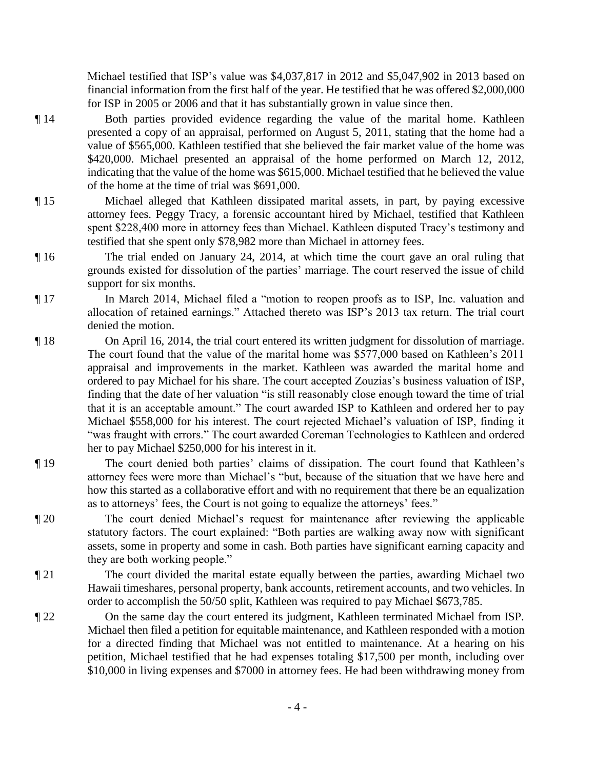Michael testified that ISP's value was $4,037,817 in 2012 and $5,047,902 in 2013 based on financial information from the first half of the year. He testified that he was offered $2,000,000 for ISP in 2005 or 2006 and that it has substantially grown in value since then.

¶ 14 Both parties provided evidence regarding the value of the marital home. Kathleen presented a copy of an appraisal, performed on August 5, 2011, stating that the home had a value of $565,000. Kathleen testified that she believed the fair market value of the home was $420,000. Michael presented an appraisal of the home performed on March 12, 2012, indicating that the value of the home was $615,000. Michael testified that he believed the value of the home at the time of trial was $691,000.

¶ 15 Michael alleged that Kathleen dissipated marital assets, in part, by paying excessive attorney fees. Peggy Tracy, a forensic accountant hired by Michael, testified that Kathleen spent $228,400 more in attorney fees than Michael. Kathleen disputed Tracy's testimony and testified that she spent only $78,982 more than Michael in attorney fees.

¶ 16 The trial ended on January 24, 2014, at which time the court gave an oral ruling that grounds existed for dissolution of the parties' marriage. The court reserved the issue of child support for six months.

¶ 17 In March 2014, Michael filed a "motion to reopen proofs as to ISP, Inc. valuation and allocation of retained earnings." Attached thereto was ISP's 2013 tax return. The trial court denied the motion.

¶ 18 On April 16, 2014, the trial court entered its written judgment for dissolution of marriage. The court found that the value of the marital home was $577,000 based on Kathleen's 2011 appraisal and improvements in the market. Kathleen was awarded the marital home and ordered to pay Michael for his share. The court accepted Zouzias's business valuation of ISP, finding that the date of her valuation "is still reasonably close enough toward the time of trial that it is an acceptable amount." The court awarded ISP to Kathleen and ordered her to pay Michael $558,000 for his interest. The court rejected Michael's valuation of ISP, finding it "was fraught with errors." The court awarded Coreman Technologies to Kathleen and ordered her to pay Michael $250,000 for his interest in it.

¶ 19 The court denied both parties' claims of dissipation. The court found that Kathleen's attorney fees were more than Michael's "but, because of the situation that we have here and how this started as a collaborative effort and with no requirement that there be an equalization as to attorneys' fees, the Court is not going to equalize the attorneys' fees."

¶ 20 The court denied Michael's request for maintenance after reviewing the applicable statutory factors. The court explained: "Both parties are walking away now with significant assets, some in property and some in cash. Both parties have significant earning capacity and they are both working people."

¶ 21 The court divided the marital estate equally between the parties, awarding Michael two Hawaii timeshares, personal property, bank accounts, retirement accounts, and two vehicles. In order to accomplish the 50/50 split, Kathleen was required to pay Michael $673,785.

¶ 22 On the same day the court entered its judgment, Kathleen terminated Michael from ISP. Michael then filed a petition for equitable maintenance, and Kathleen responded with a motion for a directed finding that Michael was not entitled to maintenance. At a hearing on his petition, Michael testified that he had expenses totaling $17,500 per month, including over $10,000 in living expenses and $7000 in attorney fees. He had been withdrawing money from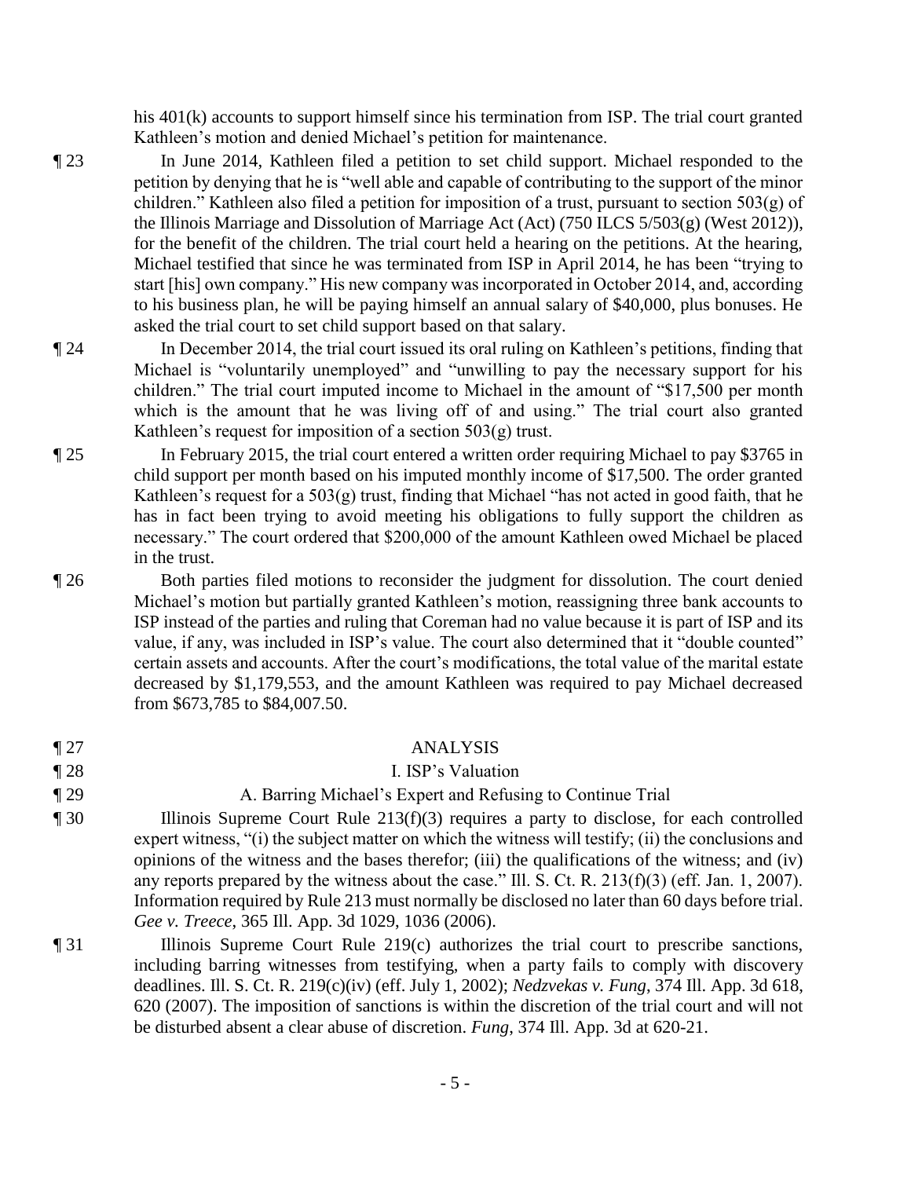his 401(k) accounts to support himself since his termination from ISP. The trial court granted Kathleen's motion and denied Michael's petition for maintenance.

¶ 23 In June 2014, Kathleen filed a petition to set child support. Michael responded to the petition by denying that he is "well able and capable of contributing to the support of the minor children." Kathleen also filed a petition for imposition of a trust, pursuant to section 503(g) of the Illinois Marriage and Dissolution of Marriage Act (Act) (750 ILCS 5/503(g) (West 2012)), for the benefit of the children. The trial court held a hearing on the petitions. At the hearing, Michael testified that since he was terminated from ISP in April 2014, he has been "trying to start [his] own company." His new company was incorporated in October 2014, and, according to his business plan, he will be paying himself an annual salary of $40,000, plus bonuses. He asked the trial court to set child support based on that salary.

¶ 24 In December 2014, the trial court issued its oral ruling on Kathleen's petitions, finding that Michael is "voluntarily unemployed" and "unwilling to pay the necessary support for his children." The trial court imputed income to Michael in the amount of "$17,500 per month which is the amount that he was living off of and using." The trial court also granted Kathleen's request for imposition of a section 503(g) trust.

¶ 25 In February 2015, the trial court entered a written order requiring Michael to pay $3765 in child support per month based on his imputed monthly income of $17,500. The order granted Kathleen's request for a 503(g) trust, finding that Michael "has not acted in good faith, that he has in fact been trying to avoid meeting his obligations to fully support the children as necessary." The court ordered that $200,000 of the amount Kathleen owed Michael be placed in the trust.

¶ 26 Both parties filed motions to reconsider the judgment for dissolution. The court denied Michael's motion but partially granted Kathleen's motion, reassigning three bank accounts to ISP instead of the parties and ruling that Coreman had no value because it is part of ISP and its value, if any, was included in ISP's value. The court also determined that it "double counted" certain assets and accounts. After the court's modifications, the total value of the marital estate decreased by $1,179,553, and the amount Kathleen was required to pay Michael decreased from $673,785 to $84,007.50.

## ¶ 27 ANALYSIS

### ¶ 28 I. ISP's Valuation

#### ¶ 29 A. Barring Michael's Expert and Refusing to Continue Trial

¶ 30 Illinois Supreme Court Rule 213(f)(3) requires a party to disclose, for each controlled expert witness, "(i) the subject matter on which the witness will testify; (ii) the conclusions and opinions of the witness and the bases therefor; (iii) the qualifications of the witness; and (iv) any reports prepared by the witness about the case." Ill. S. Ct. R. 213(f)(3) (eff. Jan. 1, 2007). Information required by Rule 213 must normally be disclosed no later than 60 days before trial. *Gee v. Treece*, 365 Ill. App. 3d 1029, 1036 (2006).

¶ 31 Illinois Supreme Court Rule 219(c) authorizes the trial court to prescribe sanctions, including barring witnesses from testifying, when a party fails to comply with discovery deadlines. Ill. S. Ct. R. 219(c)(iv) (eff. July 1, 2002); *Nedzvekas v. Fung*, 374 Ill. App. 3d 618, 620 (2007). The imposition of sanctions is within the discretion of the trial court and will not be disturbed absent a clear abuse of discretion. *Fung*, 374 Ill. App. 3d at 620-21.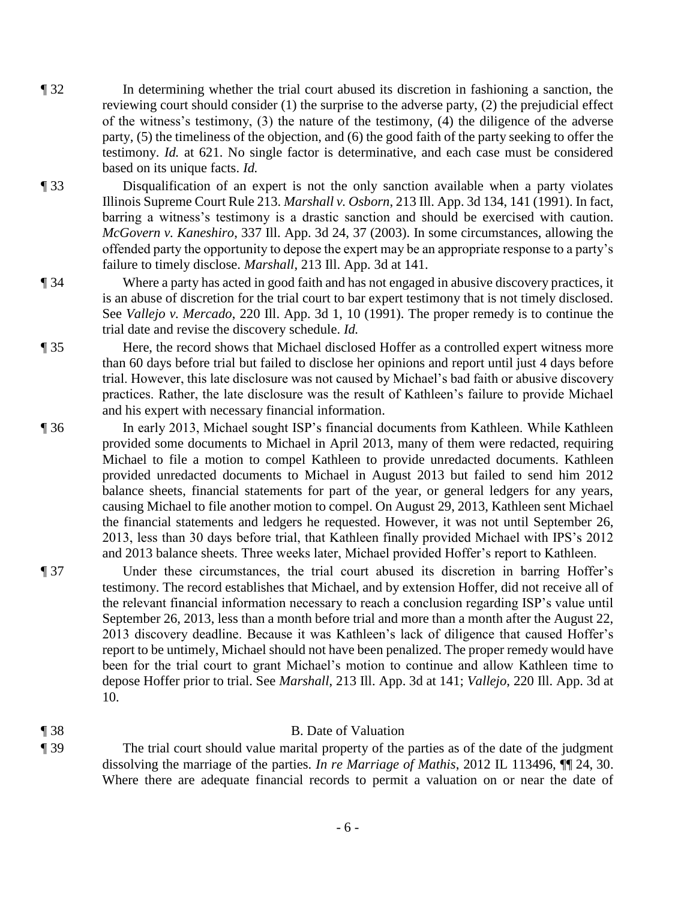¶ 32 In determining whether the trial court abused its discretion in fashioning a sanction, the reviewing court should consider (1) the surprise to the adverse party, (2) the prejudicial effect of the witness's testimony, (3) the nature of the testimony, (4) the diligence of the adverse party, (5) the timeliness of the objection, and (6) the good faith of the party seeking to offer the testimony. *Id.* at 621. No single factor is determinative, and each case must be considered based on its unique facts. *Id.*

¶ 33 Disqualification of an expert is not the only sanction available when a party violates Illinois Supreme Court Rule 213. *Marshall v. Osborn*, 213 Ill. App. 3d 134, 141 (1991). In fact, barring a witness's testimony is a drastic sanction and should be exercised with caution. *McGovern v. Kaneshiro*, 337 Ill. App. 3d 24, 37 (2003). In some circumstances, allowing the offended party the opportunity to depose the expert may be an appropriate response to a party's failure to timely disclose. *Marshall*, 213 Ill. App. 3d at 141.

¶ 34 Where a party has acted in good faith and has not engaged in abusive discovery practices, it is an abuse of discretion for the trial court to bar expert testimony that is not timely disclosed. See *Vallejo v. Mercado*, 220 Ill. App. 3d 1, 10 (1991). The proper remedy is to continue the trial date and revise the discovery schedule. *Id.*

¶ 35 Here, the record shows that Michael disclosed Hoffer as a controlled expert witness more than 60 days before trial but failed to disclose her opinions and report until just 4 days before trial. However, this late disclosure was not caused by Michael's bad faith or abusive discovery practices. Rather, the late disclosure was the result of Kathleen's failure to provide Michael and his expert with necessary financial information.

¶ 36 In early 2013, Michael sought ISP's financial documents from Kathleen. While Kathleen provided some documents to Michael in April 2013, many of them were redacted, requiring Michael to file a motion to compel Kathleen to provide unredacted documents. Kathleen provided unredacted documents to Michael in August 2013 but failed to send him 2012 balance sheets, financial statements for part of the year, or general ledgers for any years, causing Michael to file another motion to compel. On August 29, 2013, Kathleen sent Michael the financial statements and ledgers he requested. However, it was not until September 26, 2013, less than 30 days before trial, that Kathleen finally provided Michael with IPS's 2012 and 2013 balance sheets. Three weeks later, Michael provided Hoffer's report to Kathleen.

¶ 37 Under these circumstances, the trial court abused its discretion in barring Hoffer's testimony. The record establishes that Michael, and by extension Hoffer, did not receive all of the relevant financial information necessary to reach a conclusion regarding ISP's value until September 26, 2013, less than a month before trial and more than a month after the August 22, 2013 discovery deadline. Because it was Kathleen's lack of diligence that caused Hoffer's report to be untimely, Michael should not have been penalized. The proper remedy would have been for the trial court to grant Michael's motion to continue and allow Kathleen time to depose Hoffer prior to trial. See *Marshall*, 213 Ill. App. 3d at 141; *Vallejo*, 220 Ill. App. 3d at 10.

¶ 38 B. Date of Valuation

¶ 39 The trial court should value marital property of the parties as of the date of the judgment dissolving the marriage of the parties. *In re Marriage of Mathis*, 2012 IL 113496, ¶¶ 24, 30. Where there are adequate financial records to permit a valuation on or near the date of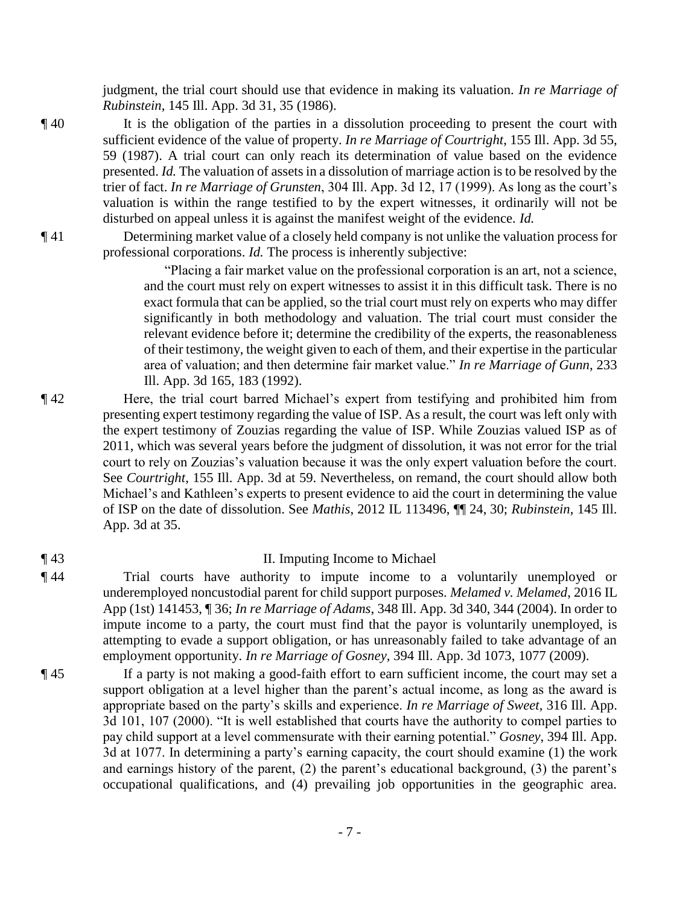judgment, the trial court should use that evidence in making its valuation. *In re Marriage of Rubinstein*, 145 Ill. App. 3d 31, 35 (1986).

¶ 40 It is the obligation of the parties in a dissolution proceeding to present the court with sufficient evidence of the value of property. *In re Marriage of Courtright*, 155 Ill. App. 3d 55, 59 (1987). A trial court can only reach its determination of value based on the evidence presented. *Id.* The valuation of assets in a dissolution of marriage action is to be resolved by the trier of fact. *In re Marriage of Grunsten*, 304 Ill. App. 3d 12, 17 (1999). As long as the court's valuation is within the range testified to by the expert witnesses, it ordinarily will not be disturbed on appeal unless it is against the manifest weight of the evidence. *Id.*

¶ 41 Determining market value of a closely held company is not unlike the valuation process for professional corporations. *Id.* The process is inherently subjective:

> "Placing a fair market value on the professional corporation is an art, not a science, and the court must rely on expert witnesses to assist it in this difficult task. There is no exact formula that can be applied, so the trial court must rely on experts who may differ significantly in both methodology and valuation. The trial court must consider the relevant evidence before it; determine the credibility of the experts, the reasonableness of their testimony, the weight given to each of them, and their expertise in the particular area of valuation; and then determine fair market value." *In re Marriage of Gunn*, 233 Ill. App. 3d 165, 183 (1992).

¶ 42 Here, the trial court barred Michael's expert from testifying and prohibited him from presenting expert testimony regarding the value of ISP. As a result, the court was left only with the expert testimony of Zouzias regarding the value of ISP. While Zouzias valued ISP as of 2011, which was several years before the judgment of dissolution, it was not error for the trial court to rely on Zouzias's valuation because it was the only expert valuation before the court. See *Courtright*, 155 Ill. App. 3d at 59. Nevertheless, on remand, the court should allow both Michael's and Kathleen's experts to present evidence to aid the court in determining the value of ISP on the date of dissolution. See *Mathis*, 2012 IL 113496, ¶¶ 24, 30; *Rubinstein*, 145 Ill. App. 3d at 35.

¶ 43 II. Imputing Income to Michael

¶ 44 Trial courts have authority to impute income to a voluntarily unemployed or underemployed noncustodial parent for child support purposes. *Melamed v. Melamed*, 2016 IL App (1st) 141453, ¶ 36; *In re Marriage of Adams*, 348 Ill. App. 3d 340, 344 (2004). In order to impute income to a party, the court must find that the payor is voluntarily unemployed, is attempting to evade a support obligation, or has unreasonably failed to take advantage of an employment opportunity. *In re Marriage of Gosney*, 394 Ill. App. 3d 1073, 1077 (2009).

¶ 45 If a party is not making a good-faith effort to earn sufficient income, the court may set a support obligation at a level higher than the parent's actual income, as long as the award is appropriate based on the party's skills and experience. *In re Marriage of Sweet*, 316 Ill. App. 3d 101, 107 (2000). "It is well established that courts have the authority to compel parties to pay child support at a level commensurate with their earning potential." *Gosney*, 394 Ill. App. 3d at 1077. In determining a party's earning capacity, the court should examine (1) the work and earnings history of the parent, (2) the parent's educational background, (3) the parent's occupational qualifications, and (4) prevailing job opportunities in the geographic area.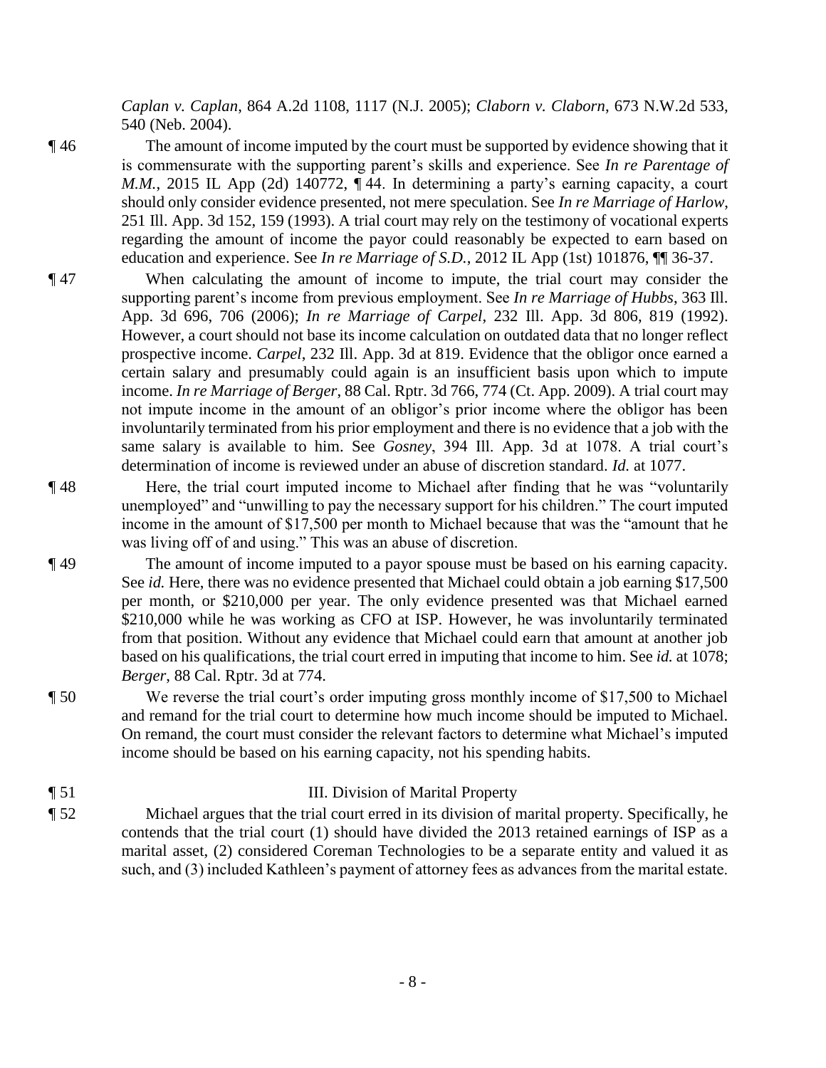*Caplan v. Caplan*, 864 A.2d 1108, 1117 (N.J. 2005); *Claborn v. Claborn*, 673 N.W.2d 533, 540 (Neb. 2004).

¶ 46 The amount of income imputed by the court must be supported by evidence showing that it is commensurate with the supporting parent's skills and experience. See *In re Parentage of M.M.*, 2015 IL App (2d) 140772, ¶ 44. In determining a party's earning capacity, a court should only consider evidence presented, not mere speculation. See *In re Marriage of Harlow*, 251 Ill. App. 3d 152, 159 (1993). A trial court may rely on the testimony of vocational experts regarding the amount of income the payor could reasonably be expected to earn based on education and experience. See *In re Marriage of S.D.*, 2012 IL App (1st) 101876, ¶¶ 36-37.

¶ 47 When calculating the amount of income to impute, the trial court may consider the supporting parent's income from previous employment. See *In re Marriage of Hubbs*, 363 Ill. App. 3d 696, 706 (2006); *In re Marriage of Carpel*, 232 Ill. App. 3d 806, 819 (1992). However, a court should not base its income calculation on outdated data that no longer reflect prospective income. *Carpel*, 232 Ill. App. 3d at 819. Evidence that the obligor once earned a certain salary and presumably could again is an insufficient basis upon which to impute income. *In re Marriage of Berger*, 88 Cal. Rptr. 3d 766, 774 (Ct. App. 2009). A trial court may not impute income in the amount of an obligor's prior income where the obligor has been involuntarily terminated from his prior employment and there is no evidence that a job with the same salary is available to him. See *Gosney*, 394 Ill. App. 3d at 1078. A trial court's determination of income is reviewed under an abuse of discretion standard. *Id.* at 1077.

¶ 48 Here, the trial court imputed income to Michael after finding that he was "voluntarily unemployed" and "unwilling to pay the necessary support for his children." The court imputed income in the amount of $17,500 per month to Michael because that was the "amount that he was living off of and using." This was an abuse of discretion.

¶ 49 The amount of income imputed to a payor spouse must be based on his earning capacity. See *id.* Here, there was no evidence presented that Michael could obtain a job earning $17,500 per month, or $210,000 per year. The only evidence presented was that Michael earned $210,000 while he was working as CFO at ISP. However, he was involuntarily terminated from that position. Without any evidence that Michael could earn that amount at another job based on his qualifications, the trial court erred in imputing that income to him. See *id.* at 1078; *Berger*, 88 Cal. Rptr. 3d at 774.

¶ 50 We reverse the trial court's order imputing gross monthly income of $17,500 to Michael and remand for the trial court to determine how much income should be imputed to Michael. On remand, the court must consider the relevant factors to determine what Michael's imputed income should be based on his earning capacity, not his spending habits.

## ¶ 51 III. Division of Marital Property

¶ 52 Michael argues that the trial court erred in its division of marital property. Specifically, he contends that the trial court (1) should have divided the 2013 retained earnings of ISP as a marital asset, (2) considered Coreman Technologies to be a separate entity and valued it as such, and (3) included Kathleen's payment of attorney fees as advances from the marital estate.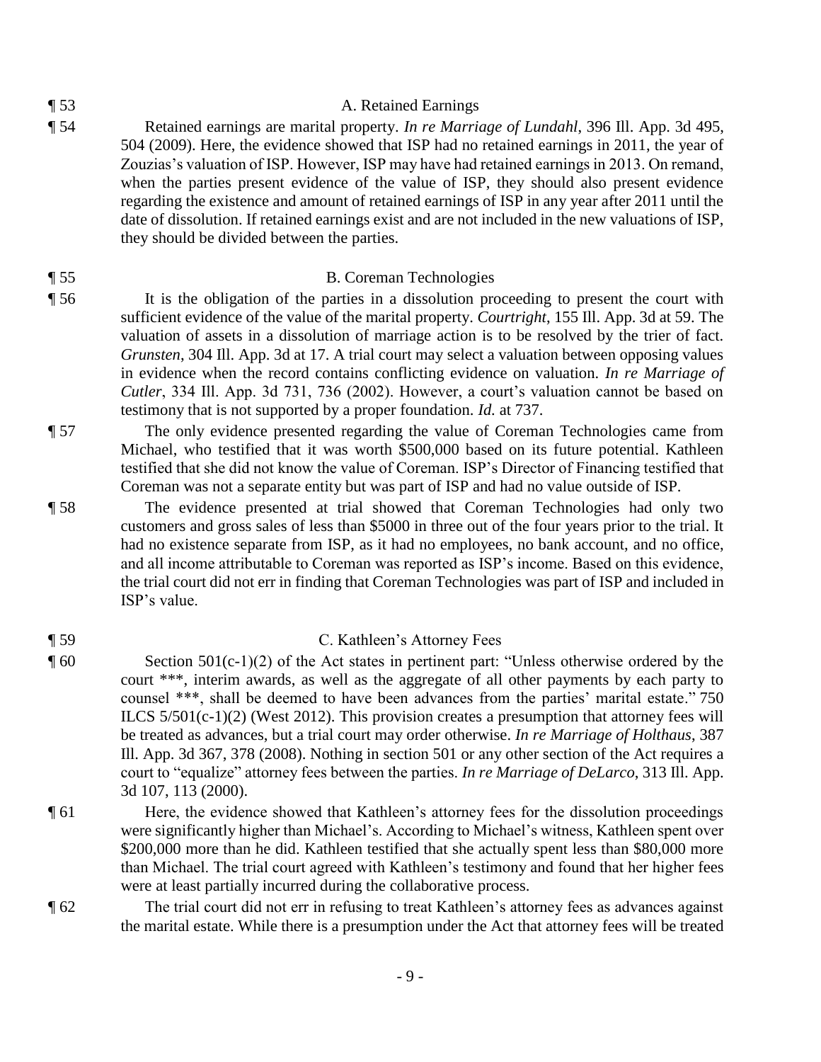¶ 53 A. Retained Earnings

¶ 54 Retained earnings are marital property. *In re Marriage of Lundahl*, 396 Ill. App. 3d 495, 504 (2009). Here, the evidence showed that ISP had no retained earnings in 2011, the year of Zouzias's valuation of ISP. However, ISP may have had retained earnings in 2013. On remand, when the parties present evidence of the value of ISP, they should also present evidence regarding the existence and amount of retained earnings of ISP in any year after 2011 until the date of dissolution. If retained earnings exist and are not included in the new valuations of ISP, they should be divided between the parties.

¶ 55 B. Coreman Technologies

¶ 56 It is the obligation of the parties in a dissolution proceeding to present the court with sufficient evidence of the value of the marital property. *Courtright*, 155 Ill. App. 3d at 59. The valuation of assets in a dissolution of marriage action is to be resolved by the trier of fact. *Grunsten*, 304 Ill. App. 3d at 17. A trial court may select a valuation between opposing values in evidence when the record contains conflicting evidence on valuation. *In re Marriage of Cutler*, 334 Ill. App. 3d 731, 736 (2002). However, a court's valuation cannot be based on testimony that is not supported by a proper foundation. *Id.* at 737.

¶ 57 The only evidence presented regarding the value of Coreman Technologies came from Michael, who testified that it was worth $500,000 based on its future potential. Kathleen testified that she did not know the value of Coreman. ISP's Director of Financing testified that Coreman was not a separate entity but was part of ISP and had no value outside of ISP.

¶ 58 The evidence presented at trial showed that Coreman Technologies had only two customers and gross sales of less than $5000 in three out of the four years prior to the trial. It had no existence separate from ISP, as it had no employees, no bank account, and no office, and all income attributable to Coreman was reported as ISP's income. Based on this evidence, the trial court did not err in finding that Coreman Technologies was part of ISP and included in ISP's value.

¶ 59 C. Kathleen's Attorney Fees

¶ 60 Section 501(c-1)(2) of the Act states in pertinent part: "Unless otherwise ordered by the court \*\*\*, interim awards, as well as the aggregate of all other payments by each party to counsel \*\*\*, shall be deemed to have been advances from the parties' marital estate." 750 ILCS 5/501(c-1)(2) (West 2012). This provision creates a presumption that attorney fees will be treated as advances, but a trial court may order otherwise. *In re Marriage of Holthaus*, 387 Ill. App. 3d 367, 378 (2008). Nothing in section 501 or any other section of the Act requires a court to "equalize" attorney fees between the parties. *In re Marriage of DeLarco*, 313 Ill. App. 3d 107, 113 (2000).

¶ 61 Here, the evidence showed that Kathleen's attorney fees for the dissolution proceedings were significantly higher than Michael's. According to Michael's witness, Kathleen spent over $200,000 more than he did. Kathleen testified that she actually spent less than $80,000 more than Michael. The trial court agreed with Kathleen's testimony and found that her higher fees were at least partially incurred during the collaborative process.

¶ 62 The trial court did not err in refusing to treat Kathleen's attorney fees as advances against the marital estate. While there is a presumption under the Act that attorney fees will be treated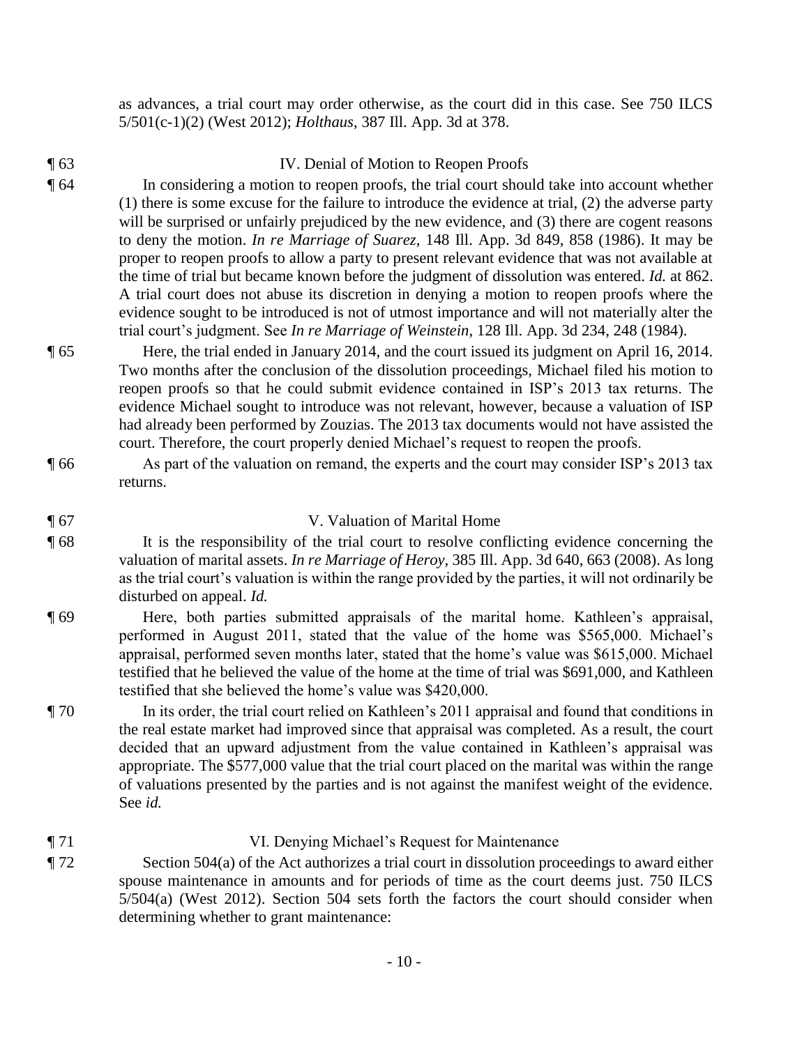as advances, a trial court may order otherwise, as the court did in this case. See 750 ILCS 5/501(c-1)(2) (West 2012); *Holthaus*, 387 Ill. App. 3d at 378.

¶ 63 IV. Denial of Motion to Reopen Proofs

¶ 64 In considering a motion to reopen proofs, the trial court should take into account whether (1) there is some excuse for the failure to introduce the evidence at trial, (2) the adverse party will be surprised or unfairly prejudiced by the new evidence, and (3) there are cogent reasons to deny the motion. *In re Marriage of Suarez*, 148 Ill. App. 3d 849, 858 (1986). It may be proper to reopen proofs to allow a party to present relevant evidence that was not available at the time of trial but became known before the judgment of dissolution was entered. *Id.* at 862. A trial court does not abuse its discretion in denying a motion to reopen proofs where the evidence sought to be introduced is not of utmost importance and will not materially alter the trial court's judgment. See *In re Marriage of Weinstein*, 128 Ill. App. 3d 234, 248 (1984).

¶ 65 Here, the trial ended in January 2014, and the court issued its judgment on April 16, 2014. Two months after the conclusion of the dissolution proceedings, Michael filed his motion to reopen proofs so that he could submit evidence contained in ISP's 2013 tax returns. The evidence Michael sought to introduce was not relevant, however, because a valuation of ISP had already been performed by Zouzias. The 2013 tax documents would not have assisted the court. Therefore, the court properly denied Michael's request to reopen the proofs.

¶ 66 As part of the valuation on remand, the experts and the court may consider ISP's 2013 tax returns.

¶ 67 V. Valuation of Marital Home

¶ 68 It is the responsibility of the trial court to resolve conflicting evidence concerning the valuation of marital assets. *In re Marriage of Heroy*, 385 Ill. App. 3d 640, 663 (2008). As long as the trial court's valuation is within the range provided by the parties, it will not ordinarily be disturbed on appeal. *Id.*

¶ 69 Here, both parties submitted appraisals of the marital home. Kathleen's appraisal, performed in August 2011, stated that the value of the home was $565,000. Michael's appraisal, performed seven months later, stated that the home's value was $615,000. Michael testified that he believed the value of the home at the time of trial was $691,000, and Kathleen testified that she believed the home's value was $420,000.

¶ 70 In its order, the trial court relied on Kathleen's 2011 appraisal and found that conditions in the real estate market had improved since that appraisal was completed. As a result, the court decided that an upward adjustment from the value contained in Kathleen's appraisal was appropriate. The $577,000 value that the trial court placed on the marital was within the range of valuations presented by the parties and is not against the manifest weight of the evidence. See *id.*

¶ 71 VI. Denying Michael's Request for Maintenance

¶ 72 Section 504(a) of the Act authorizes a trial court in dissolution proceedings to award either spouse maintenance in amounts and for periods of time as the court deems just. 750 ILCS 5/504(a) (West 2012). Section 504 sets forth the factors the court should consider when determining whether to grant maintenance: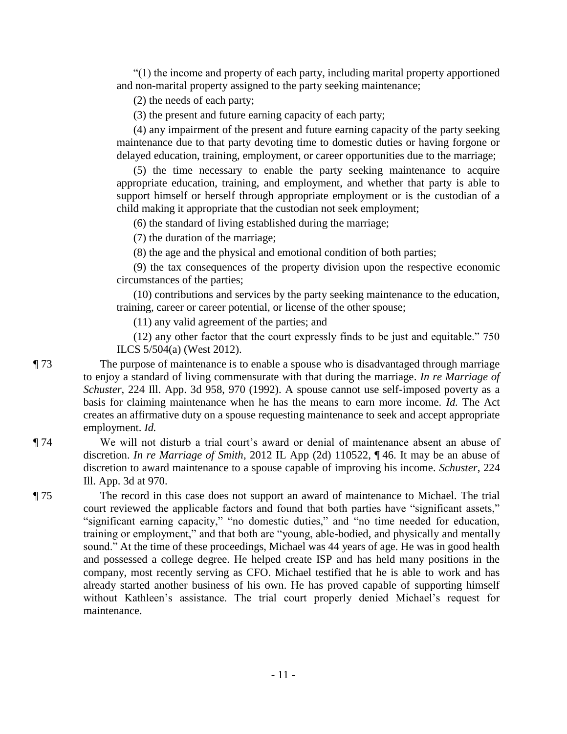"(1) the income and property of each party, including marital property apportioned and non-marital property assigned to the party seeking maintenance;

(2) the needs of each party;

(3) the present and future earning capacity of each party;

(4) any impairment of the present and future earning capacity of the party seeking maintenance due to that party devoting time to domestic duties or having forgone or delayed education, training, employment, or career opportunities due to the marriage;

(5) the time necessary to enable the party seeking maintenance to acquire appropriate education, training, and employment, and whether that party is able to support himself or herself through appropriate employment or is the custodian of a child making it appropriate that the custodian not seek employment;

(6) the standard of living established during the marriage;

(7) the duration of the marriage;

(8) the age and the physical and emotional condition of both parties;

(9) the tax consequences of the property division upon the respective economic circumstances of the parties;

(10) contributions and services by the party seeking maintenance to the education, training, career or career potential, or license of the other spouse;

(11) any valid agreement of the parties; and

(12) any other factor that the court expressly finds to be just and equitable." 750 ILCS 5/504(a) (West 2012).

¶ 73 The purpose of maintenance is to enable a spouse who is disadvantaged through marriage to enjoy a standard of living commensurate with that during the marriage. *In re Marriage of Schuster*, 224 Ill. App. 3d 958, 970 (1992). A spouse cannot use self-imposed poverty as a basis for claiming maintenance when he has the means to earn more income. *Id.* The Act creates an affirmative duty on a spouse requesting maintenance to seek and accept appropriate employment. *Id.*

¶ 74 We will not disturb a trial court's award or denial of maintenance absent an abuse of discretion. *In re Marriage of Smith*, 2012 IL App (2d) 110522, ¶ 46. It may be an abuse of discretion to award maintenance to a spouse capable of improving his income. *Schuster*, 224 Ill. App. 3d at 970.

¶ 75 The record in this case does not support an award of maintenance to Michael. The trial court reviewed the applicable factors and found that both parties have "significant assets," "significant earning capacity," "no domestic duties," and "no time needed for education, training or employment," and that both are "young, able-bodied, and physically and mentally sound." At the time of these proceedings, Michael was 44 years of age. He was in good health and possessed a college degree. He helped create ISP and has held many positions in the company, most recently serving as CFO. Michael testified that he is able to work and has already started another business of his own. He has proved capable of supporting himself without Kathleen's assistance. The trial court properly denied Michael's request for maintenance.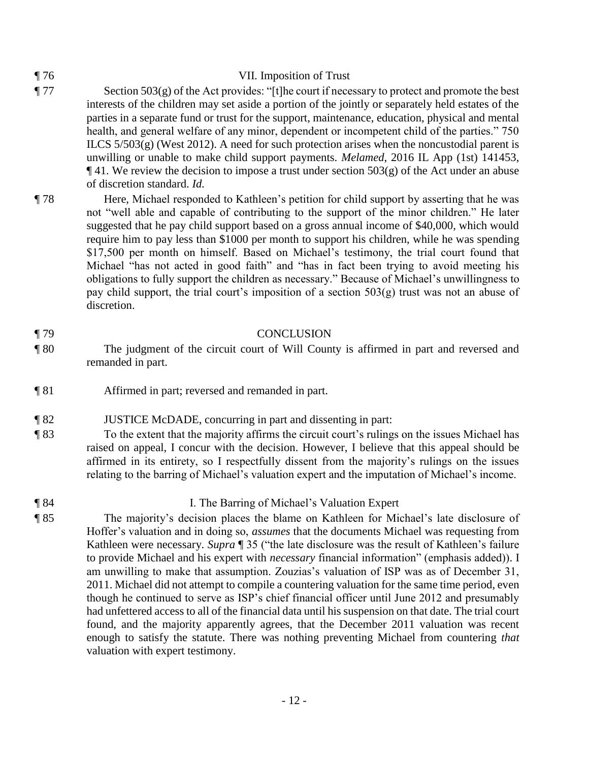¶ 76 VII. Imposition of Trust

¶ 77 Section 503(g) of the Act provides: "[t]he court if necessary to protect and promote the best interests of the children may set aside a portion of the jointly or separately held estates of the parties in a separate fund or trust for the support, maintenance, education, physical and mental health, and general welfare of any minor, dependent or incompetent child of the parties." 750 ILCS 5/503(g) (West 2012). A need for such protection arises when the noncustodial parent is unwilling or unable to make child support payments. *Melamed*, 2016 IL App (1st) 141453, ¶ 41. We review the decision to impose a trust under section 503(g) of the Act under an abuse of discretion standard. *Id.*

¶ 78 Here, Michael responded to Kathleen's petition for child support by asserting that he was not "well able and capable of contributing to the support of the minor children." He later suggested that he pay child support based on a gross annual income of $40,000, which would require him to pay less than $1000 per month to support his children, while he was spending $17,500 per month on himself. Based on Michael's testimony, the trial court found that Michael "has not acted in good faith" and "has in fact been trying to avoid meeting his obligations to fully support the children as necessary." Because of Michael's unwillingness to pay child support, the trial court's imposition of a section 503(g) trust was not an abuse of discretion.

¶ 79 CONCLUSION

¶ 80 The judgment of the circuit court of Will County is affirmed in part and reversed and remanded in part.

¶ 81 Affirmed in part; reversed and remanded in part.

¶ 82 JUSTICE McDADE, concurring in part and dissenting in part:

¶ 83 To the extent that the majority affirms the circuit court's rulings on the issues Michael has raised on appeal, I concur with the decision. However, I believe that this appeal should be affirmed in its entirety, so I respectfully dissent from the majority's rulings on the issues relating to the barring of Michael's valuation expert and the imputation of Michael's income.

¶ 84 I. The Barring of Michael's Valuation Expert

¶ 85 The majority's decision places the blame on Kathleen for Michael's late disclosure of Hoffer's valuation and in doing so, *assumes* that the documents Michael was requesting from Kathleen were necessary. *Supra* ¶ 35 ("the late disclosure was the result of Kathleen's failure to provide Michael and his expert with *necessary* financial information" (emphasis added)). I am unwilling to make that assumption. Zouzias's valuation of ISP was as of December 31, 2011. Michael did not attempt to compile a countering valuation for the same time period, even though he continued to serve as ISP's chief financial officer until June 2012 and presumably had unfettered access to all of the financial data until his suspension on that date. The trial court found, and the majority apparently agrees, that the December 2011 valuation was recent enough to satisfy the statute. There was nothing preventing Michael from countering *that* valuation with expert testimony.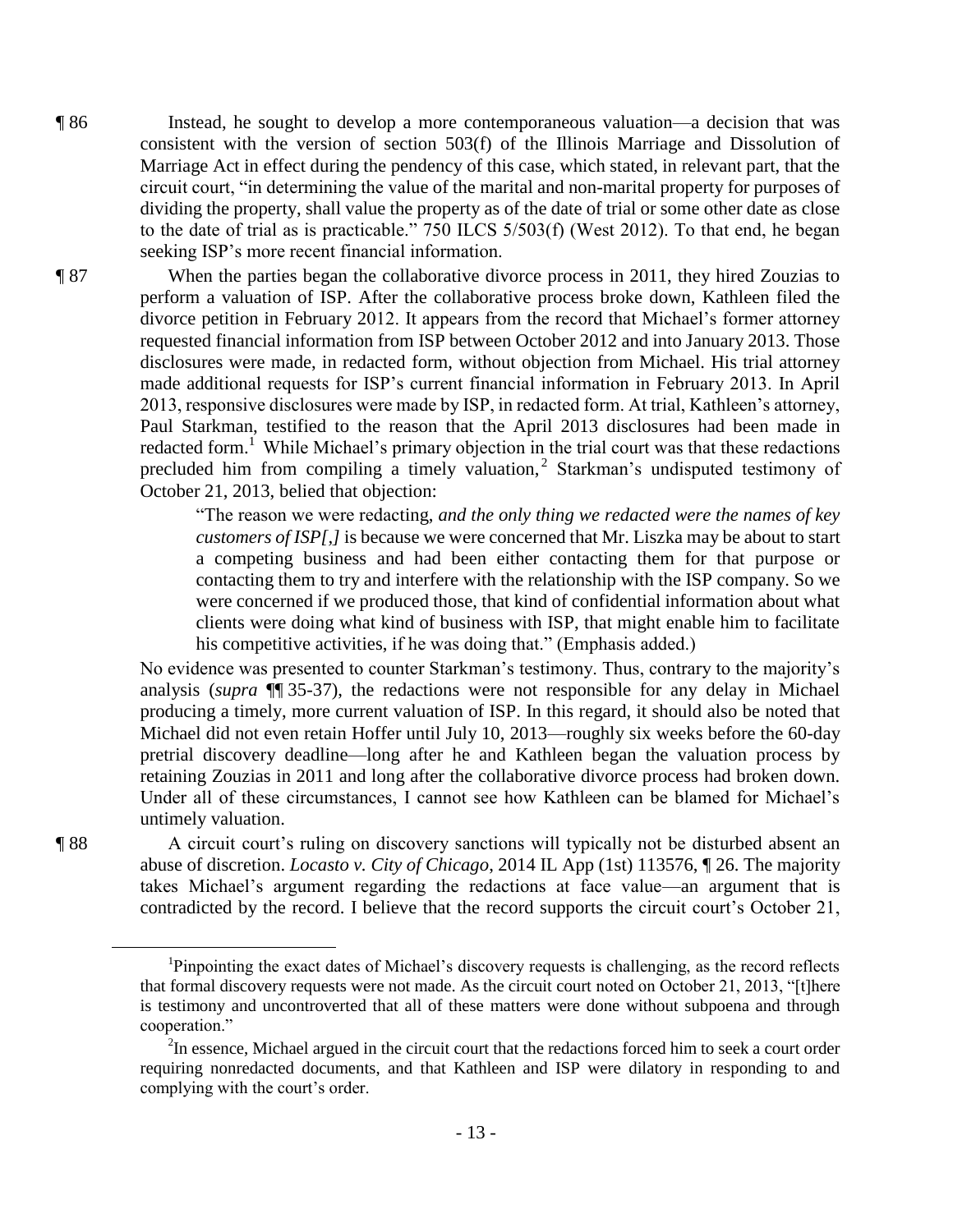¶ 86 Instead, he sought to develop a more contemporaneous valuation—a decision that was consistent with the version of section 503(f) of the Illinois Marriage and Dissolution of Marriage Act in effect during the pendency of this case, which stated, in relevant part, that the circuit court, "in determining the value of the marital and non-marital property for purposes of dividing the property, shall value the property as of the date of trial or some other date as close to the date of trial as is practicable." 750 ILCS 5/503(f) (West 2012). To that end, he began seeking ISP's more recent financial information.

¶ 87 When the parties began the collaborative divorce process in 2011, they hired Zouzias to perform a valuation of ISP. After the collaborative process broke down, Kathleen filed the divorce petition in February 2012. It appears from the record that Michael's former attorney requested financial information from ISP between October 2012 and into January 2013. Those disclosures were made, in redacted form, without objection from Michael. His trial attorney made additional requests for ISP's current financial information in February 2013. In April 2013, responsive disclosures were made by ISP, in redacted form. At trial, Kathleen's attorney, Paul Starkman, testified to the reason that the April 2013 disclosures had been made in redacted form.[1] While Michael's primary objection in the trial court was that these redactions precluded him from compiling a timely valuation,[2] Starkman's undisputed testimony of October 21, 2013, belied that objection:

> "The reason we were redacting, *and the only thing we redacted were the names of key customers of ISP[,]* is because we were concerned that Mr. Liszka may be about to start a competing business and had been either contacting them for that purpose or contacting them to try and interfere with the relationship with the ISP company. So we were concerned if we produced those, that kind of confidential information about what clients were doing what kind of business with ISP, that might enable him to facilitate his competitive activities, if he was doing that." (Emphasis added.)

No evidence was presented to counter Starkman's testimony. Thus, contrary to the majority's analysis (*supra* ¶¶ 35-37), the redactions were not responsible for any delay in Michael producing a timely, more current valuation of ISP. In this regard, it should also be noted that Michael did not even retain Hoffer until July 10, 2013—roughly six weeks before the 60-day pretrial discovery deadline—long after he and Kathleen began the valuation process by retaining Zouzias in 2011 and long after the collaborative divorce process had broken down. Under all of these circumstances, I cannot see how Kathleen can be blamed for Michael's untimely valuation.

¶ 88 A circuit court's ruling on discovery sanctions will typically not be disturbed absent an abuse of discretion. *Locasto v. City of Chicago*, 2014 IL App (1st) 113576, ¶ 26. The majority takes Michael's argument regarding the redactions at face value—an argument that is contradicted by the record. I believe that the record supports the circuit court's October 21,

---

[1]Pinpointing the exact dates of Michael's discovery requests is challenging, as the record reflects that formal discovery requests were not made. As the circuit court noted on October 21, 2013, "[t]here is testimony and uncontroverted that all of these matters were done without subpoena and through cooperation."

[2]In essence, Michael argued in the circuit court that the redactions forced him to seek a court order requiring nonredacted documents, and that Kathleen and ISP were dilatory in responding to and complying with the court's order.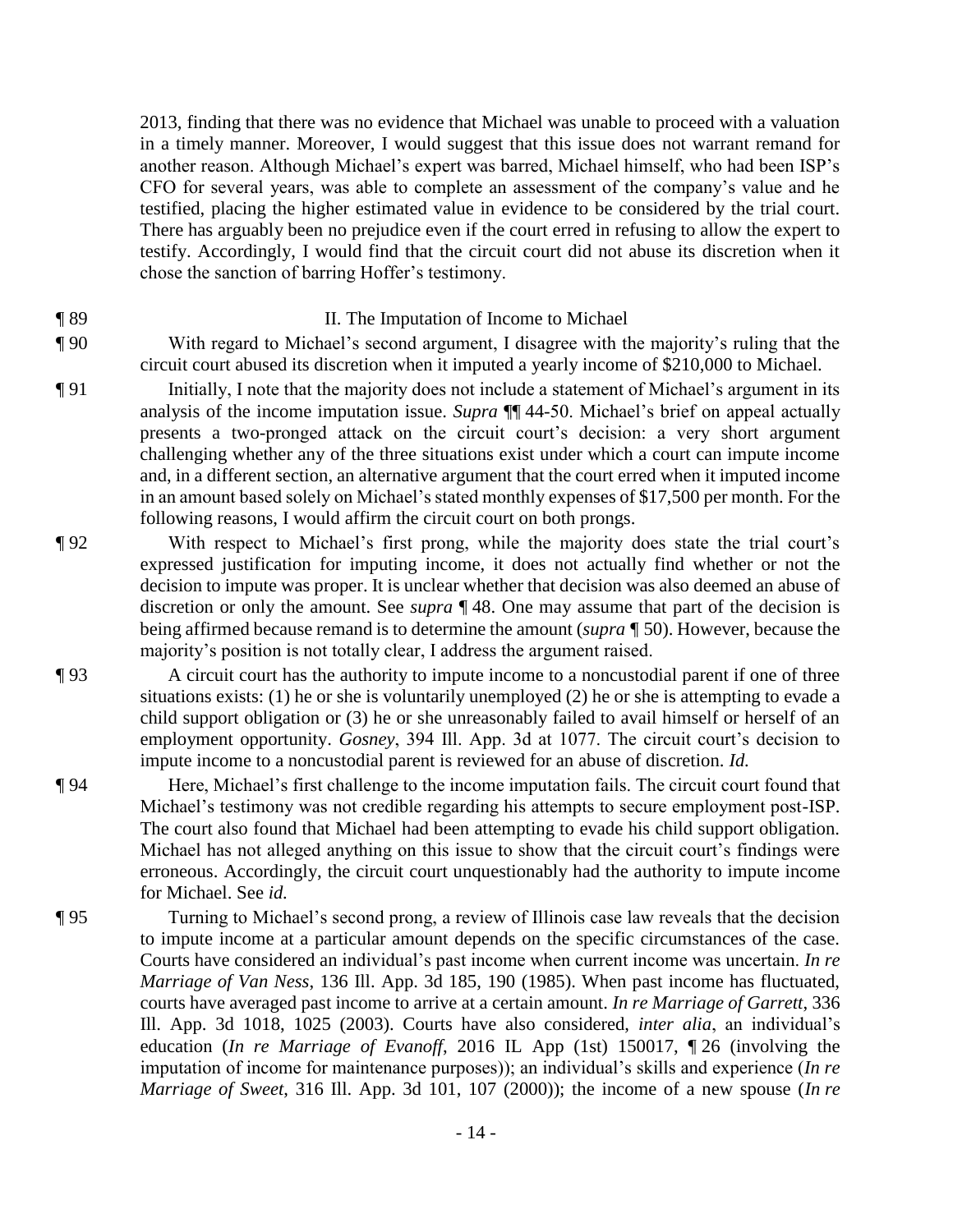2013, finding that there was no evidence that Michael was unable to proceed with a valuation in a timely manner. Moreover, I would suggest that this issue does not warrant remand for another reason. Although Michael's expert was barred, Michael himself, who had been ISP's CFO for several years, was able to complete an assessment of the company's value and he testified, placing the higher estimated value in evidence to be considered by the trial court. There has arguably been no prejudice even if the court erred in refusing to allow the expert to testify. Accordingly, I would find that the circuit court did not abuse its discretion when it chose the sanction of barring Hoffer's testimony.

¶ 89 II. The Imputation of Income to Michael

¶ 90 With regard to Michael's second argument, I disagree with the majority's ruling that the circuit court abused its discretion when it imputed a yearly income of $210,000 to Michael.

¶ 91 Initially, I note that the majority does not include a statement of Michael's argument in its analysis of the income imputation issue. *Supra* ¶¶ 44-50. Michael's brief on appeal actually presents a two-pronged attack on the circuit court's decision: a very short argument challenging whether any of the three situations exist under which a court can impute income and, in a different section, an alternative argument that the court erred when it imputed income in an amount based solely on Michael's stated monthly expenses of $17,500 per month. For the following reasons, I would affirm the circuit court on both prongs.

¶ 92 With respect to Michael's first prong, while the majority does state the trial court's expressed justification for imputing income, it does not actually find whether or not the decision to impute was proper. It is unclear whether that decision was also deemed an abuse of discretion or only the amount. See *supra* ¶ 48. One may assume that part of the decision is being affirmed because remand is to determine the amount (*supra* ¶ 50). However, because the majority's position is not totally clear, I address the argument raised.

¶ 93 A circuit court has the authority to impute income to a noncustodial parent if one of three situations exists: (1) he or she is voluntarily unemployed (2) he or she is attempting to evade a child support obligation or (3) he or she unreasonably failed to avail himself or herself of an employment opportunity. *Gosney*, 394 Ill. App. 3d at 1077. The circuit court's decision to impute income to a noncustodial parent is reviewed for an abuse of discretion. *Id.*

¶ 94 Here, Michael's first challenge to the income imputation fails. The circuit court found that Michael's testimony was not credible regarding his attempts to secure employment post-ISP. The court also found that Michael had been attempting to evade his child support obligation. Michael has not alleged anything on this issue to show that the circuit court's findings were erroneous. Accordingly, the circuit court unquestionably had the authority to impute income for Michael. See *id.*

¶ 95 Turning to Michael's second prong, a review of Illinois case law reveals that the decision to impute income at a particular amount depends on the specific circumstances of the case. Courts have considered an individual's past income when current income was uncertain. *In re Marriage of Van Ness*, 136 Ill. App. 3d 185, 190 (1985). When past income has fluctuated, courts have averaged past income to arrive at a certain amount. *In re Marriage of Garrett*, 336 Ill. App. 3d 1018, 1025 (2003). Courts have also considered, *inter alia*, an individual's education (*In re Marriage of Evanoff*, 2016 IL App (1st) 150017, ¶ 26 (involving the imputation of income for maintenance purposes)); an individual's skills and experience (*In re Marriage of Sweet*, 316 Ill. App. 3d 101, 107 (2000)); the income of a new spouse (*In re*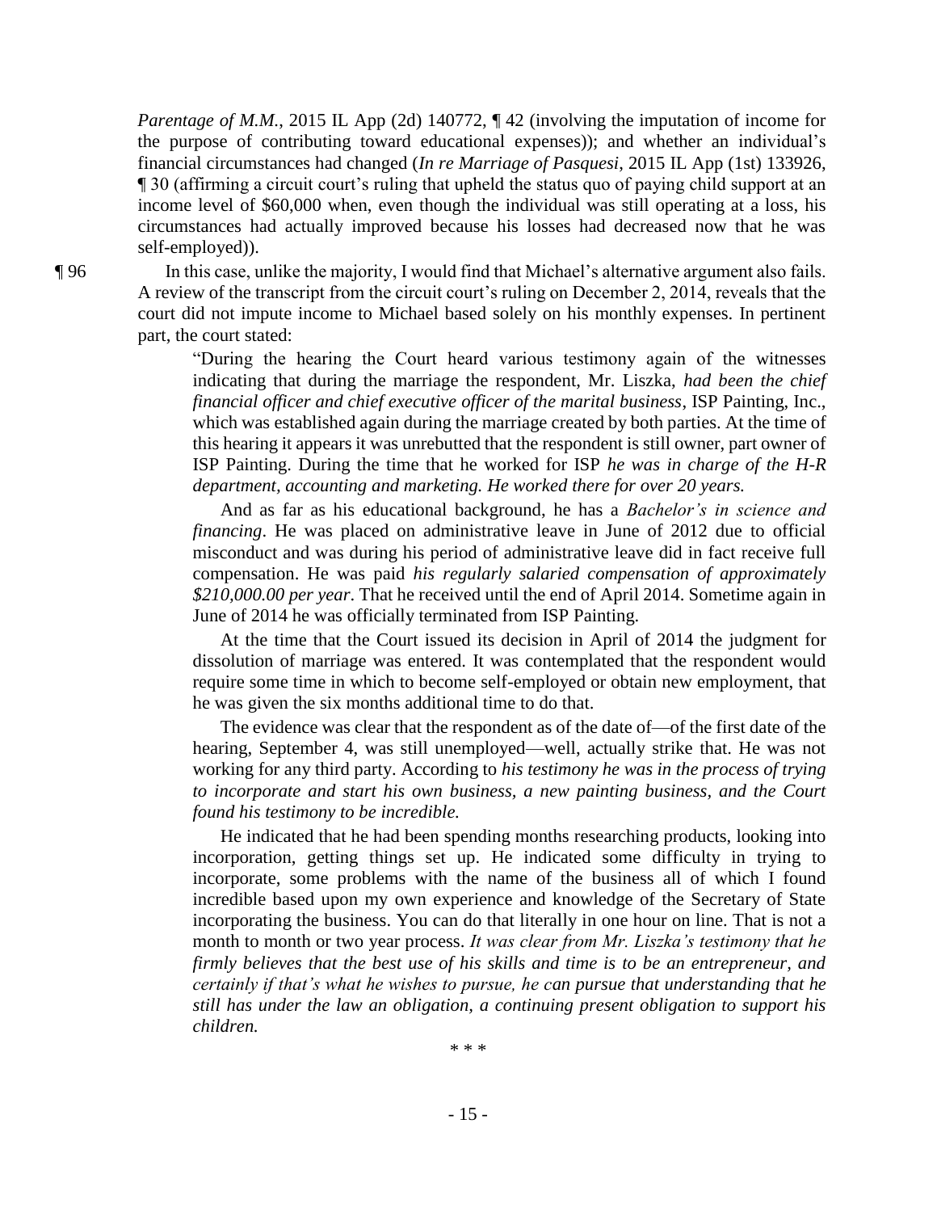*Parentage of M.M.*, 2015 IL App (2d) 140772, ¶ 42 (involving the imputation of income for the purpose of contributing toward educational expenses)); and whether an individual's financial circumstances had changed (*In re Marriage of Pasquesi*, 2015 IL App (1st) 133926, ¶ 30 (affirming a circuit court's ruling that upheld the status quo of paying child support at an income level of $60,000 when, even though the individual was still operating at a loss, his circumstances had actually improved because his losses had decreased now that he was self-employed)).

¶ 96 In this case, unlike the majority, I would find that Michael's alternative argument also fails. A review of the transcript from the circuit court's ruling on December 2, 2014, reveals that the court did not impute income to Michael based solely on his monthly expenses. In pertinent part, the court stated:

> "During the hearing the Court heard various testimony again of the witnesses indicating that during the marriage the respondent, Mr. Liszka, *had been the chief financial officer and chief executive officer of the marital business*, ISP Painting, Inc., which was established again during the marriage created by both parties. At the time of this hearing it appears it was unrebutted that the respondent is still owner, part owner of ISP Painting. During the time that he worked for ISP *he was in charge of the H-R department, accounting and marketing. He worked there for over 20 years.*
>
> And as far as his educational background, he has a *Bachelor's in science and financing*. He was placed on administrative leave in June of 2012 due to official misconduct and was during his period of administrative leave did in fact receive full compensation. He was paid *his regularly salaried compensation of approximately $210,000.00 per year*. That he received until the end of April 2014. Sometime again in June of 2014 he was officially terminated from ISP Painting.
>
> At the time that the Court issued its decision in April of 2014 the judgment for dissolution of marriage was entered. It was contemplated that the respondent would require some time in which to become self-employed or obtain new employment, that he was given the six months additional time to do that.
>
> The evidence was clear that the respondent as of the date of—of the first date of the hearing, September 4, was still unemployed—well, actually strike that. He was not working for any third party. According to *his testimony he was in the process of trying to incorporate and start his own business, a new painting business, and the Court found his testimony to be incredible.*
>
> He indicated that he had been spending months researching products, looking into incorporation, getting things set up. He indicated some difficulty in trying to incorporate, some problems with the name of the business all of which I found incredible based upon my own experience and knowledge of the Secretary of State incorporating the business. You can do that literally in one hour on line. That is not a month to month or two year process. *It was clear from Mr. Liszka's testimony that he firmly believes that the best use of his skills and time is to be an entrepreneur, and certainly if that's what he wishes to pursue, he can pursue that understanding that he still has under the law an obligation, a continuing present obligation to support his children.*
>
> \* \* \*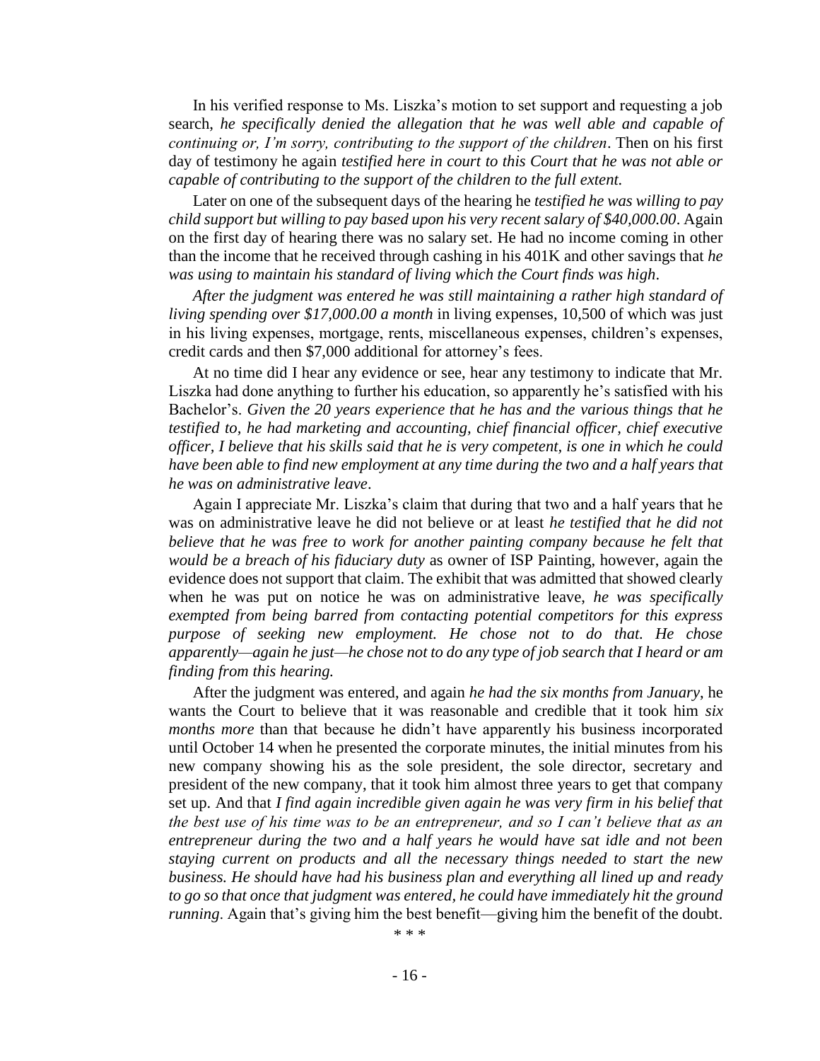In his verified response to Ms. Liszka's motion to set support and requesting a job search, *he specifically denied the allegation that he was well able and capable of continuing or, I'm sorry, contributing to the support of the children*. Then on his first day of testimony he again *testified here in court to this Court that he was not able or capable of contributing to the support of the children to the full extent.*

Later on one of the subsequent days of the hearing he *testified he was willing to pay child support but willing to pay based upon his very recent salary of $40,000.00*. Again on the first day of hearing there was no salary set. He had no income coming in other than the income that he received through cashing in his 401K and other savings that *he was using to maintain his standard of living which the Court finds was high*.

*After the judgment was entered he was still maintaining a rather high standard of living spending over $17,000.00 a month* in living expenses, 10,500 of which was just in his living expenses, mortgage, rents, miscellaneous expenses, children's expenses, credit cards and then $7,000 additional for attorney's fees.

At no time did I hear any evidence or see, hear any testimony to indicate that Mr. Liszka had done anything to further his education, so apparently he's satisfied with his Bachelor's. *Given the 20 years experience that he has and the various things that he testified to, he had marketing and accounting, chief financial officer, chief executive officer, I believe that his skills said that he is very competent, is one in which he could have been able to find new employment at any time during the two and a half years that he was on administrative leave*.

Again I appreciate Mr. Liszka's claim that during that two and a half years that he was on administrative leave he did not believe or at least *he testified that he did not believe that he was free to work for another painting company because he felt that would be a breach of his fiduciary duty* as owner of ISP Painting, however, again the evidence does not support that claim. The exhibit that was admitted that showed clearly when he was put on notice he was on administrative leave, *he was specifically exempted from being barred from contacting potential competitors for this express purpose of seeking new employment. He chose not to do that. He chose apparently—again he just—he chose not to do any type of job search that I heard or am finding from this hearing.*

After the judgment was entered, and again *he had the six months from January*, he wants the Court to believe that it was reasonable and credible that it took him *six months more* than that because he didn't have apparently his business incorporated until October 14 when he presented the corporate minutes, the initial minutes from his new company showing his as the sole president, the sole director, secretary and president of the new company, that it took him almost three years to get that company set up. And that *I find again incredible given again he was very firm in his belief that the best use of his time was to be an entrepreneur, and so I can't believe that as an entrepreneur during the two and a half years he would have sat idle and not been staying current on products and all the necessary things needed to start the new business. He should have had his business plan and everything all lined up and ready to go so that once that judgment was entered, he could have immediately hit the ground running*. Again that's giving him the best benefit—giving him the benefit of the doubt.

\* \* \*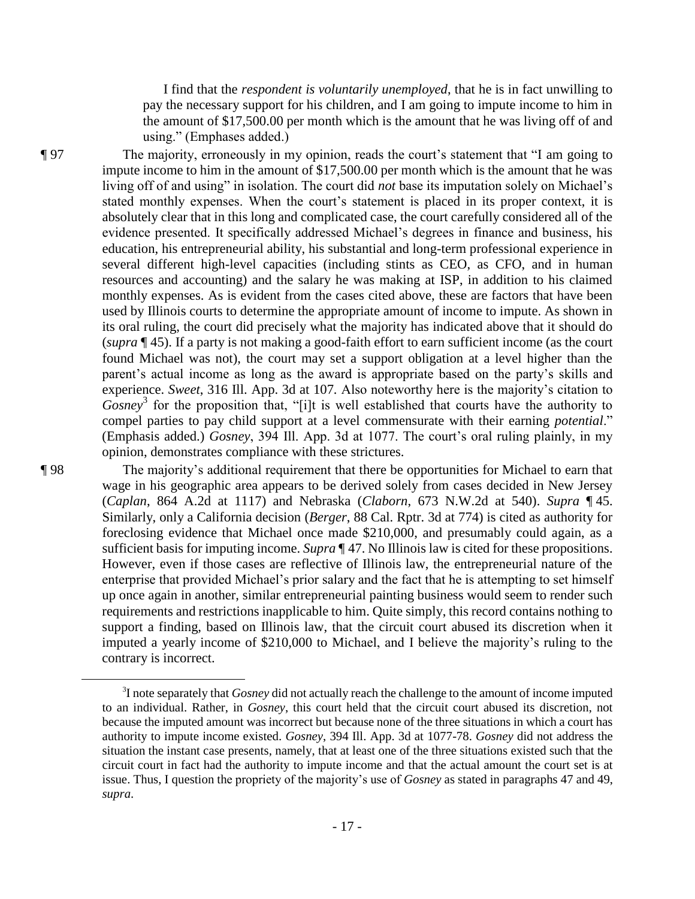I find that the *respondent is voluntarily unemployed*, that he is in fact unwilling to pay the necessary support for his children, and I am going to impute income to him in the amount of $17,500.00 per month which is the amount that he was living off of and using." (Emphases added.)

¶ 97 The majority, erroneously in my opinion, reads the court's statement that "I am going to impute income to him in the amount of $17,500.00 per month which is the amount that he was living off of and using" in isolation. The court did *not* base its imputation solely on Michael's stated monthly expenses. When the court's statement is placed in its proper context, it is absolutely clear that in this long and complicated case, the court carefully considered all of the evidence presented. It specifically addressed Michael's degrees in finance and business, his education, his entrepreneurial ability, his substantial and long-term professional experience in several different high-level capacities (including stints as CEO, as CFO, and in human resources and accounting) and the salary he was making at ISP, in addition to his claimed monthly expenses. As is evident from the cases cited above, these are factors that have been used by Illinois courts to determine the appropriate amount of income to impute. As shown in its oral ruling, the court did precisely what the majority has indicated above that it should do (*supra* ¶ 45). If a party is not making a good-faith effort to earn sufficient income (as the court found Michael was not), the court may set a support obligation at a level higher than the parent's actual income as long as the award is appropriate based on the party's skills and experience. *Sweet*, 316 Ill. App. 3d at 107. Also noteworthy here is the majority's citation to *Gosney*[3] for the proposition that, "[i]t is well established that courts have the authority to compel parties to pay child support at a level commensurate with their earning *potential*." (Emphasis added.) *Gosney*, 394 Ill. App. 3d at 1077. The court's oral ruling plainly, in my opinion, demonstrates compliance with these strictures.

¶ 98 The majority's additional requirement that there be opportunities for Michael to earn that wage in his geographic area appears to be derived solely from cases decided in New Jersey (*Caplan*, 864 A.2d at 1117) and Nebraska (*Claborn*, 673 N.W.2d at 540). *Supra* ¶ 45. Similarly, only a California decision (*Berger*, 88 Cal. Rptr. 3d at 774) is cited as authority for foreclosing evidence that Michael once made $210,000, and presumably could again, as a sufficient basis for imputing income. *Supra* ¶ 47. No Illinois law is cited for these propositions. However, even if those cases are reflective of Illinois law, the entrepreneurial nature of the enterprise that provided Michael's prior salary and the fact that he is attempting to set himself up once again in another, similar entrepreneurial painting business would seem to render such requirements and restrictions inapplicable to him. Quite simply, this record contains nothing to support a finding, based on Illinois law, that the circuit court abused its discretion when it imputed a yearly income of $210,000 to Michael, and I believe the majority's ruling to the contrary is incorrect.

---

[3] I note separately that *Gosney* did not actually reach the challenge to the amount of income imputed to an individual. Rather, in *Gosney*, this court held that the circuit court abused its discretion, not because the imputed amount was incorrect but because none of the three situations in which a court has authority to impute income existed. *Gosney*, 394 Ill. App. 3d at 1077-78. *Gosney* did not address the situation the instant case presents, namely, that at least one of the three situations existed such that the circuit court in fact had the authority to impute income and that the actual amount the court set is at issue. Thus, I question the propriety of the majority's use of *Gosney* as stated in paragraphs 47 and 49, *supra*.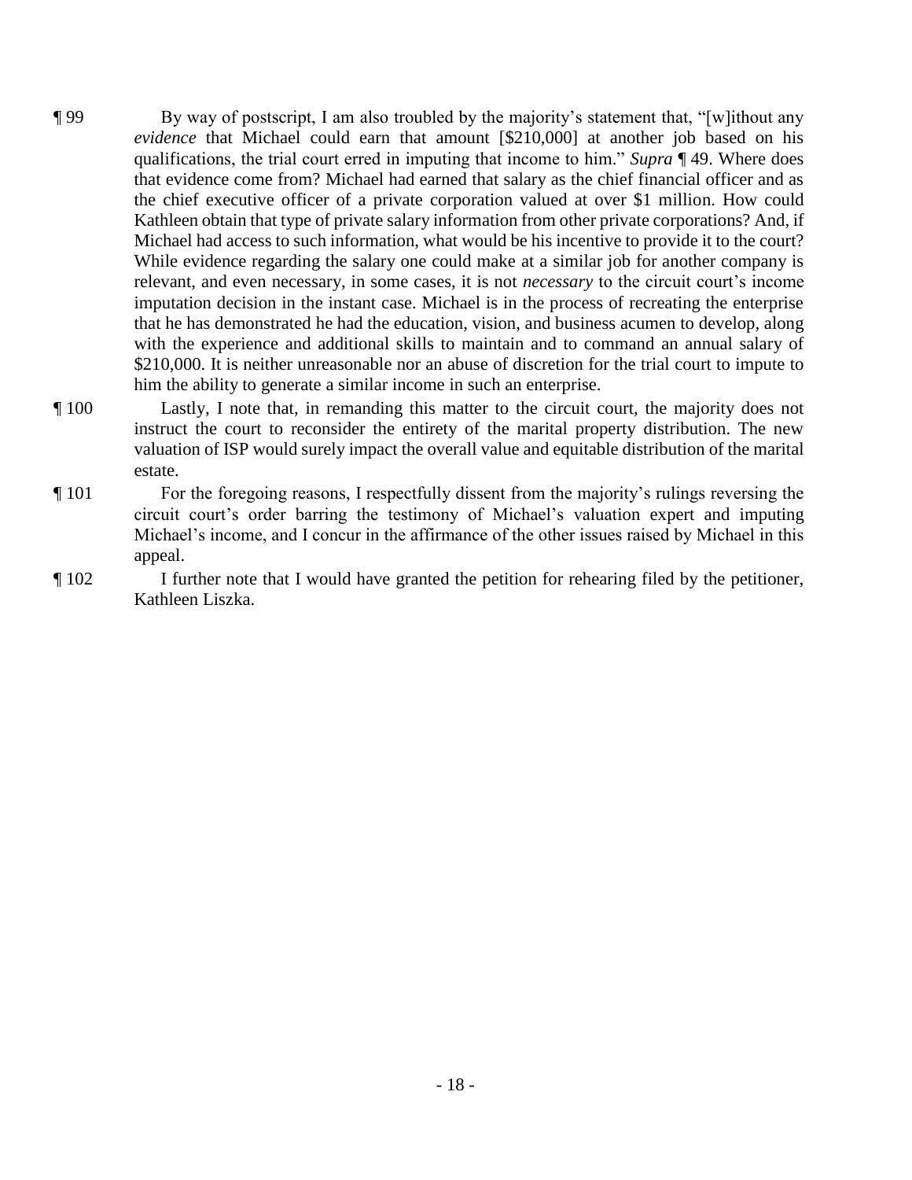¶ 99 By way of postscript, I am also troubled by the majority's statement that, "[w]ithout any *evidence* that Michael could earn that amount [$210,000] at another job based on his qualifications, the trial court erred in imputing that income to him." *Supra* ¶ 49. Where does that evidence come from? Michael had earned that salary as the chief financial officer and as the chief executive officer of a private corporation valued at over $1 million. How could Kathleen obtain that type of private salary information from other private corporations? And, if Michael had access to such information, what would be his incentive to provide it to the court? While evidence regarding the salary one could make at a similar job for another company is relevant, and even necessary, in some cases, it is not *necessary* to the circuit court's income imputation decision in the instant case. Michael is in the process of recreating the enterprise that he has demonstrated he had the education, vision, and business acumen to develop, along with the experience and additional skills to maintain and to command an annual salary of $210,000. It is neither unreasonable nor an abuse of discretion for the trial court to impute to him the ability to generate a similar income in such an enterprise.

¶ 100 Lastly, I note that, in remanding this matter to the circuit court, the majority does not instruct the court to reconsider the entirety of the marital property distribution. The new valuation of ISP would surely impact the overall value and equitable distribution of the marital estate.

¶ 101 For the foregoing reasons, I respectfully dissent from the majority's rulings reversing the circuit court's order barring the testimony of Michael's valuation expert and imputing Michael's income, and I concur in the affirmance of the other issues raised by Michael in this appeal.

¶ 102 I further note that I would have granted the petition for rehearing filed by the petitioner, Kathleen Liszka.